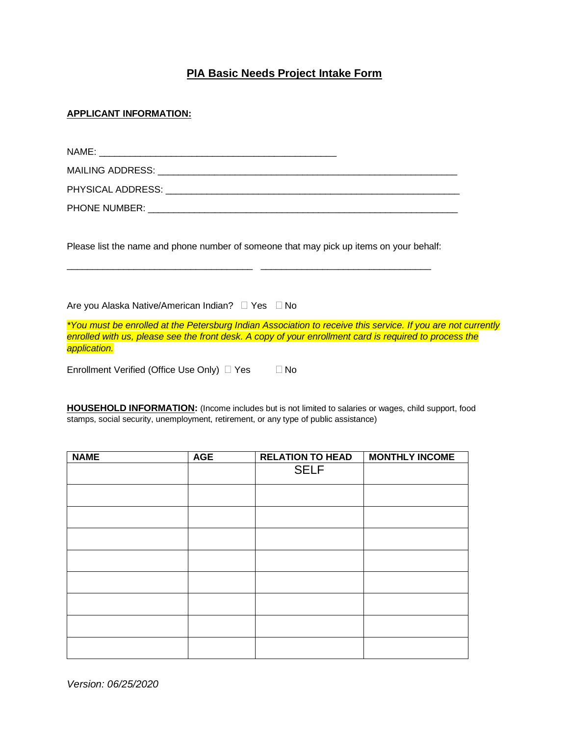# PIA Basic Needs Project Intake Form

**APPLICANT INFORMATION:**

NAME: ______________________________________________

MAILING ADDRESS: _________________________________________________________

PHYSICAL ADDRESS: _________________________________________________________

PHONE NUMBER: ____________________________________________________________

Please list the name and phone number of someone that may pick up items on your behalf:

____________________________________ ________________________________

Are you Alaska Native/American Indian? ☐ Yes ☐ No

*\*You must be enrolled at the Petersburg Indian Association to receive this service. If you are not currently enrolled with us, please see the front desk. A copy of your enrollment card is required to process the application.*

Enrollment Verified (Office Use Only) ☐ Yes ☐ No

**HOUSEHOLD INFORMATION:** (Income includes but is not limited to salaries or wages, child support, food stamps, social security, unemployment, retirement, or any type of public assistance)

| NAME | AGE | RELATION TO HEAD | MONTHLY INCOME |
|---|---|---|---|
| | | SELF | |
| | | | |
| | | | |
| | | | |
| | | | |
| | | | |
| | | | |
| | | | |
| | | | |

*Version: 06/25/2020*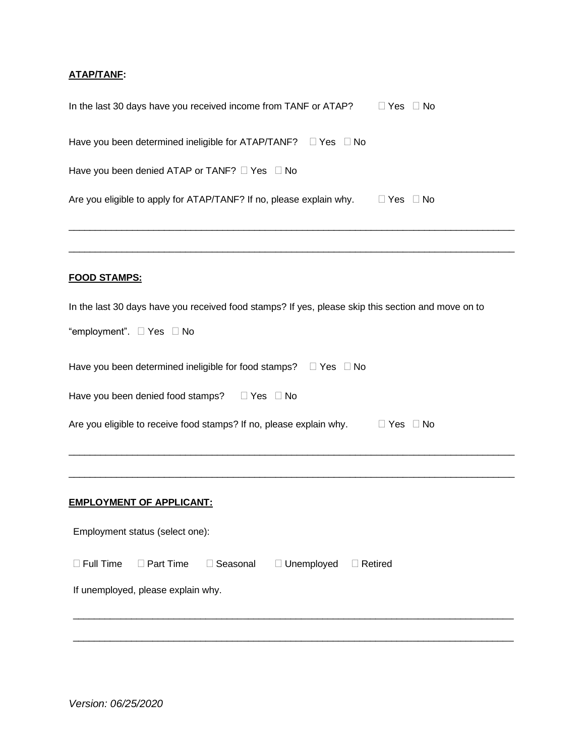**ATAP/TANF:**

In the last 30 days have you received income from TANF or ATAP? ☐ Yes ☐ No

Have you been determined ineligible for ATAP/TANF? ☐ Yes ☐ No

Have you been denied ATAP or TANF? ☐ Yes ☐ No

Are you eligible to apply for ATAP/TANF? If no, please explain why. ☐ Yes ☐ No

_______________________________________________________________________________

_______________________________________________________________________________

**FOOD STAMPS:**

In the last 30 days have you received food stamps? If yes, please skip this section and move on to "employment". ☐ Yes ☐ No

Have you been determined ineligible for food stamps? ☐ Yes ☐ No

Have you been denied food stamps? ☐ Yes ☐ No

Are you eligible to receive food stamps? If no, please explain why. ☐ Yes ☐ No

_______________________________________________________________________________

_______________________________________________________________________________

**EMPLOYMENT OF APPLICANT:**

Employment status (select one):

☐ Full Time ☐ Part Time ☐ Seasonal ☐ Unemployed ☐ Retired

If unemployed, please explain why.

_______________________________________________________________________________

_______________________________________________________________________________

*Version: 06/25/2020*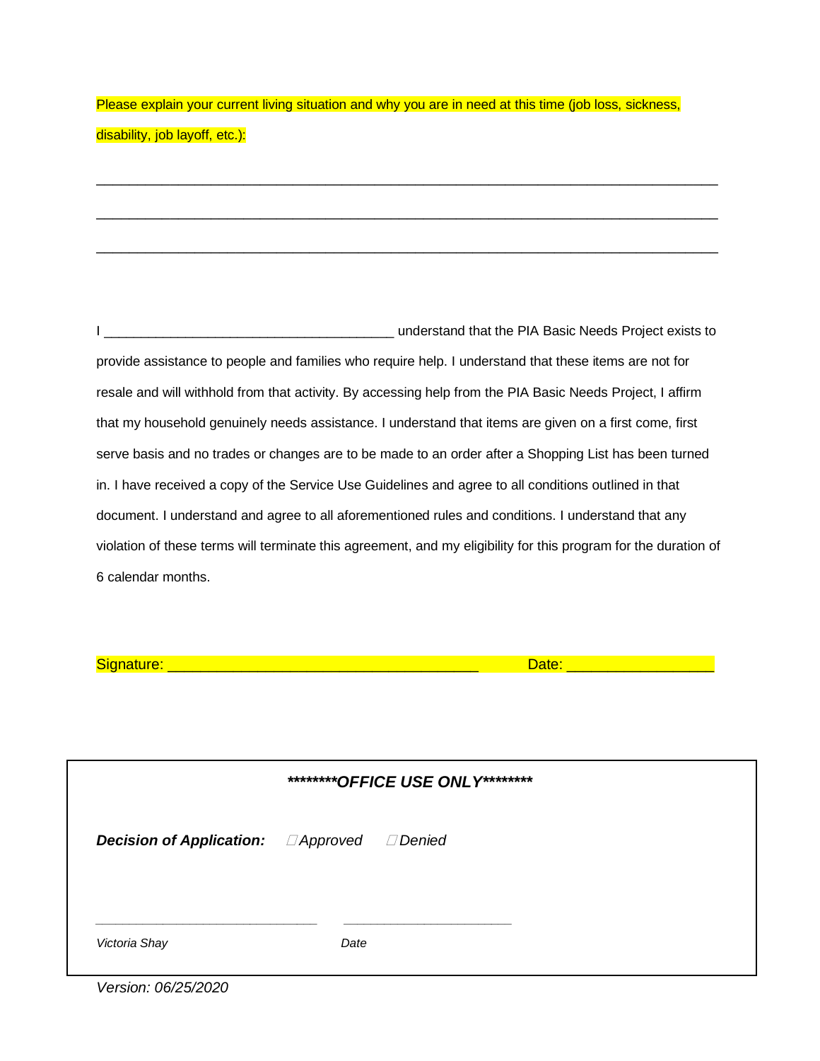Please explain your current living situation and why you are in need at this time (job loss, sickness, disability, job layoff, etc.):

\_\_\_\_\_\_\_\_\_\_\_\_\_\_\_\_\_\_\_\_\_\_\_\_\_\_\_\_\_\_\_\_\_\_\_\_\_\_\_\_\_\_\_\_\_\_\_\_\_\_\_\_\_\_\_\_\_\_\_\_\_\_\_\_\_\_\_\_\_\_\_\_

\_\_\_\_\_\_\_\_\_\_\_\_\_\_\_\_\_\_\_\_\_\_\_\_\_\_\_\_\_\_\_\_\_\_\_\_\_\_\_\_\_\_\_\_\_\_\_\_\_\_\_\_\_\_\_\_\_\_\_\_\_\_\_\_\_\_\_\_\_\_\_\_

\_\_\_\_\_\_\_\_\_\_\_\_\_\_\_\_\_\_\_\_\_\_\_\_\_\_\_\_\_\_\_\_\_\_\_\_\_\_\_\_\_\_\_\_\_\_\_\_\_\_\_\_\_\_\_\_\_\_\_\_\_\_\_\_\_\_\_\_\_\_\_\_

I \_\_\_\_\_\_\_\_\_\_\_\_\_\_\_\_\_\_\_\_\_\_\_\_\_\_\_\_\_\_\_\_\_\_\_\_\_\_ understand that the PIA Basic Needs Project exists to provide assistance to people and families who require help. I understand that these items are not for resale and will withhold from that activity. By accessing help from the PIA Basic Needs Project, I affirm that my household genuinely needs assistance. I understand that items are given on a first come, first serve basis and no trades or changes are to be made to an order after a Shopping List has been turned in. I have received a copy of the Service Use Guidelines and agree to all conditions outlined in that document. I understand and agree to all aforementioned rules and conditions. I understand that any violation of these terms will terminate this agreement, and my eligibility for this program for the duration of 6 calendar months.

Signature: \_\_\_\_\_\_\_\_\_\_\_\_\_\_\_\_\_\_\_\_\_\_\_\_\_\_\_\_\_\_\_\_\_\_\_\_\_\_ Date: \_\_\_\_\_\_\_\_\_\_\_\_\_\_\_\_\_\_

***\*\*\*\*\*\*\*\*OFFICE USE ONLY\*\*\*\*\*\*\*\****

***Decision of Application:*** ☐ *Approved* ☐ *Denied*

\_\_\_\_\_\_\_\_\_\_\_\_\_\_\_\_\_\_\_\_\_\_\_\_\_\_\_\_\_\_ \_\_\_\_\_\_\_\_\_\_\_\_\_\_\_\_\_\_\_\_\_\_\_\_

*Victoria Shay* *Date*

*Version: 06/25/2020*